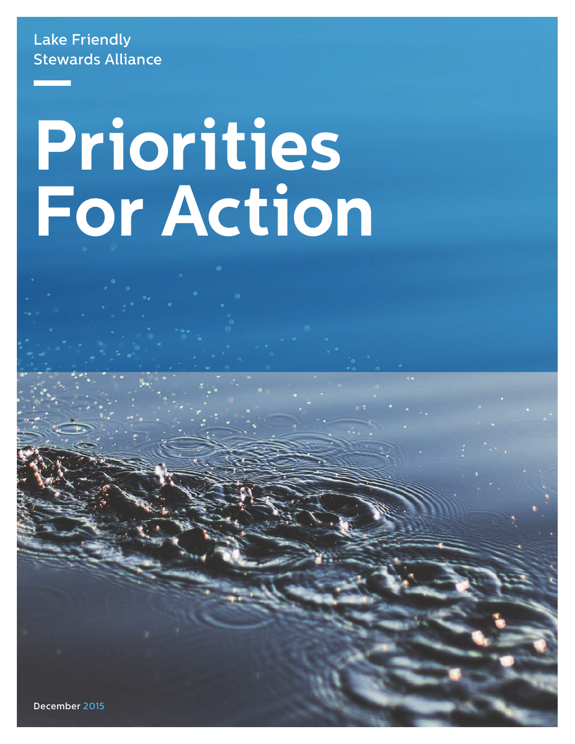Lake Friendly
Stewards Alliance

# Priorities For Action

December 2015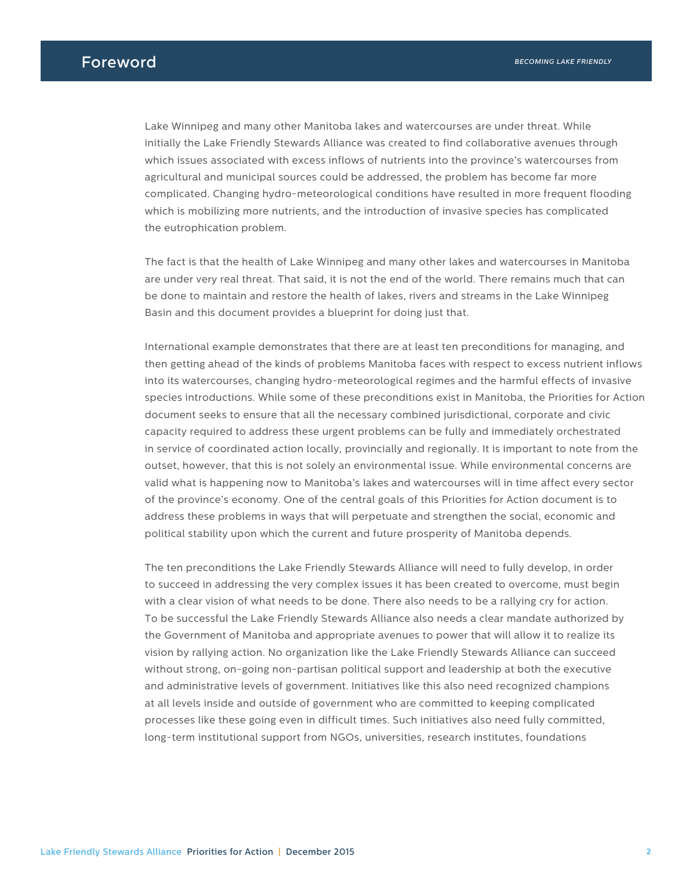# Foreword

Lake Winnipeg and many other Manitoba lakes and watercourses are under threat. While initially the Lake Friendly Stewards Alliance was created to find collaborative avenues through which issues associated with excess inflows of nutrients into the province's watercourses from agricultural and municipal sources could be addressed, the problem has become far more complicated. Changing hydro-meteorological conditions have resulted in more frequent flooding which is mobilizing more nutrients, and the introduction of invasive species has complicated the eutrophication problem.

The fact is that the health of Lake Winnipeg and many other lakes and watercourses in Manitoba are under very real threat. That said, it is not the end of the world. There remains much that can be done to maintain and restore the health of lakes, rivers and streams in the Lake Winnipeg Basin and this document provides a blueprint for doing just that.

International example demonstrates that there are at least ten preconditions for managing, and then getting ahead of the kinds of problems Manitoba faces with respect to excess nutrient inflows into its watercourses, changing hydro-meteorological regimes and the harmful effects of invasive species introductions. While some of these preconditions exist in Manitoba, the Priorities for Action document seeks to ensure that all the necessary combined jurisdictional, corporate and civic capacity required to address these urgent problems can be fully and immediately orchestrated in service of coordinated action locally, provincially and regionally. It is important to note from the outset, however, that this is not solely an environmental issue. While environmental concerns are valid what is happening now to Manitoba's lakes and watercourses will in time affect every sector of the province's economy. One of the central goals of this Priorities for Action document is to address these problems in ways that will perpetuate and strengthen the social, economic and political stability upon which the current and future prosperity of Manitoba depends.

The ten preconditions the Lake Friendly Stewards Alliance will need to fully develop, in order to succeed in addressing the very complex issues it has been created to overcome, must begin with a clear vision of what needs to be done. There also needs to be a rallying cry for action. To be successful the Lake Friendly Stewards Alliance also needs a clear mandate authorized by the Government of Manitoba and appropriate avenues to power that will allow it to realize its vision by rallying action. No organization like the Lake Friendly Stewards Alliance can succeed without strong, on-going non-partisan political support and leadership at both the executive and administrative levels of government. Initiatives like this also need recognized champions at all levels inside and outside of government who are committed to keeping complicated processes like these going even in difficult times. Such initiatives also need fully committed, long-term institutional support from NGOs, universities, research institutes, foundations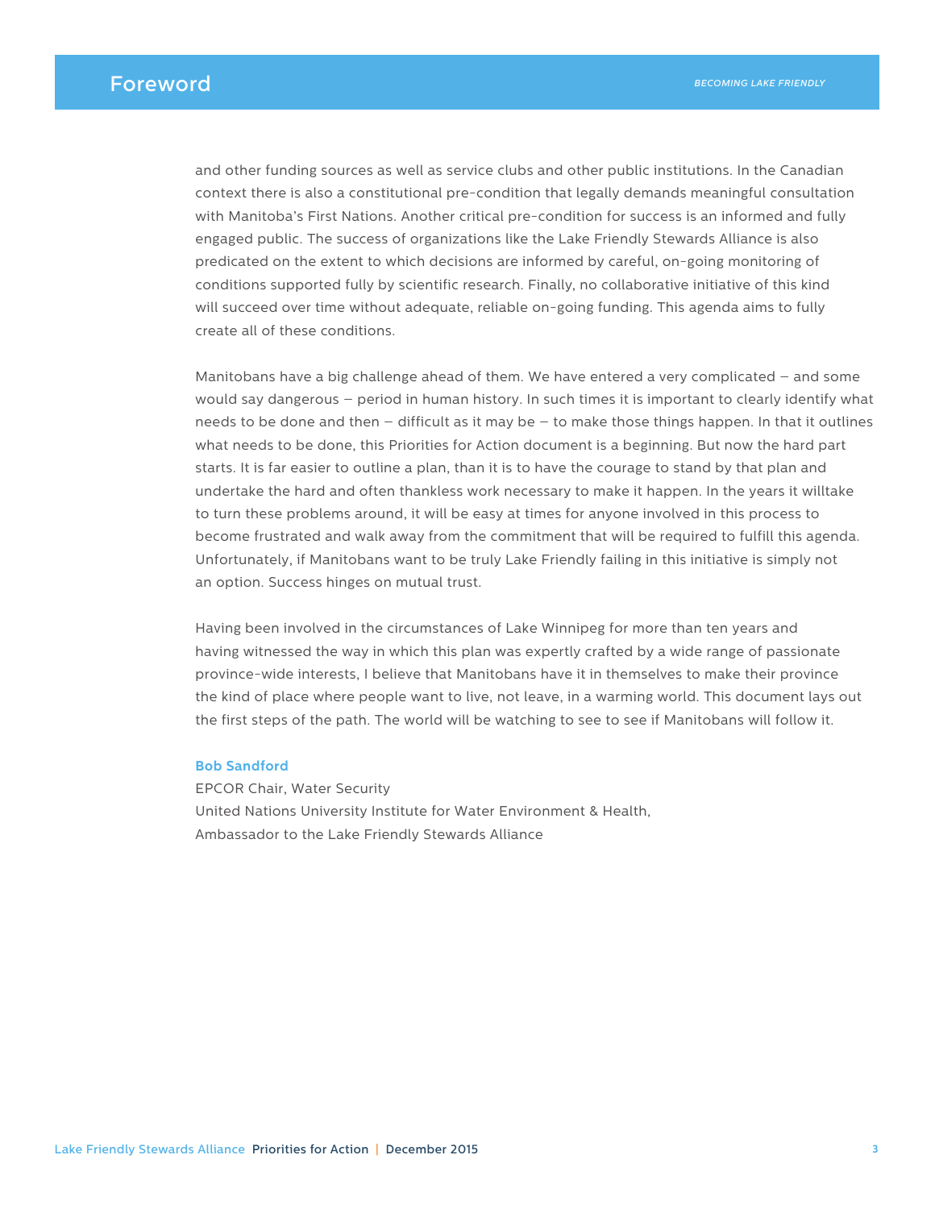## Foreword

and other funding sources as well as service clubs and other public institutions. In the Canadian context there is also a constitutional pre-condition that legally demands meaningful consultation with Manitoba's First Nations. Another critical pre-condition for success is an informed and fully engaged public. The success of organizations like the Lake Friendly Stewards Alliance is also predicated on the extent to which decisions are informed by careful, on-going monitoring of conditions supported fully by scientific research. Finally, no collaborative initiative of this kind will succeed over time without adequate, reliable on-going funding. This agenda aims to fully create all of these conditions.

Manitobans have a big challenge ahead of them. We have entered a very complicated – and some would say dangerous – period in human history. In such times it is important to clearly identify what needs to be done and then – difficult as it may be – to make those things happen. In that it outlines what needs to be done, this Priorities for Action document is a beginning. But now the hard part starts. It is far easier to outline a plan, than it is to have the courage to stand by that plan and undertake the hard and often thankless work necessary to make it happen. In the years it willtake to turn these problems around, it will be easy at times for anyone involved in this process to become frustrated and walk away from the commitment that will be required to fulfill this agenda. Unfortunately, if Manitobans want to be truly Lake Friendly failing in this initiative is simply not an option. Success hinges on mutual trust.

Having been involved in the circumstances of Lake Winnipeg for more than ten years and having witnessed the way in which this plan was expertly crafted by a wide range of passionate province-wide interests, I believe that Manitobans have it in themselves to make their province the kind of place where people want to live, not leave, in a warming world. This document lays out the first steps of the path. The world will be watching to see to see if Manitobans will follow it.

**Bob Sandford**
EPCOR Chair, Water Security
United Nations University Institute for Water Environment & Health,
Ambassador to the Lake Friendly Stewards Alliance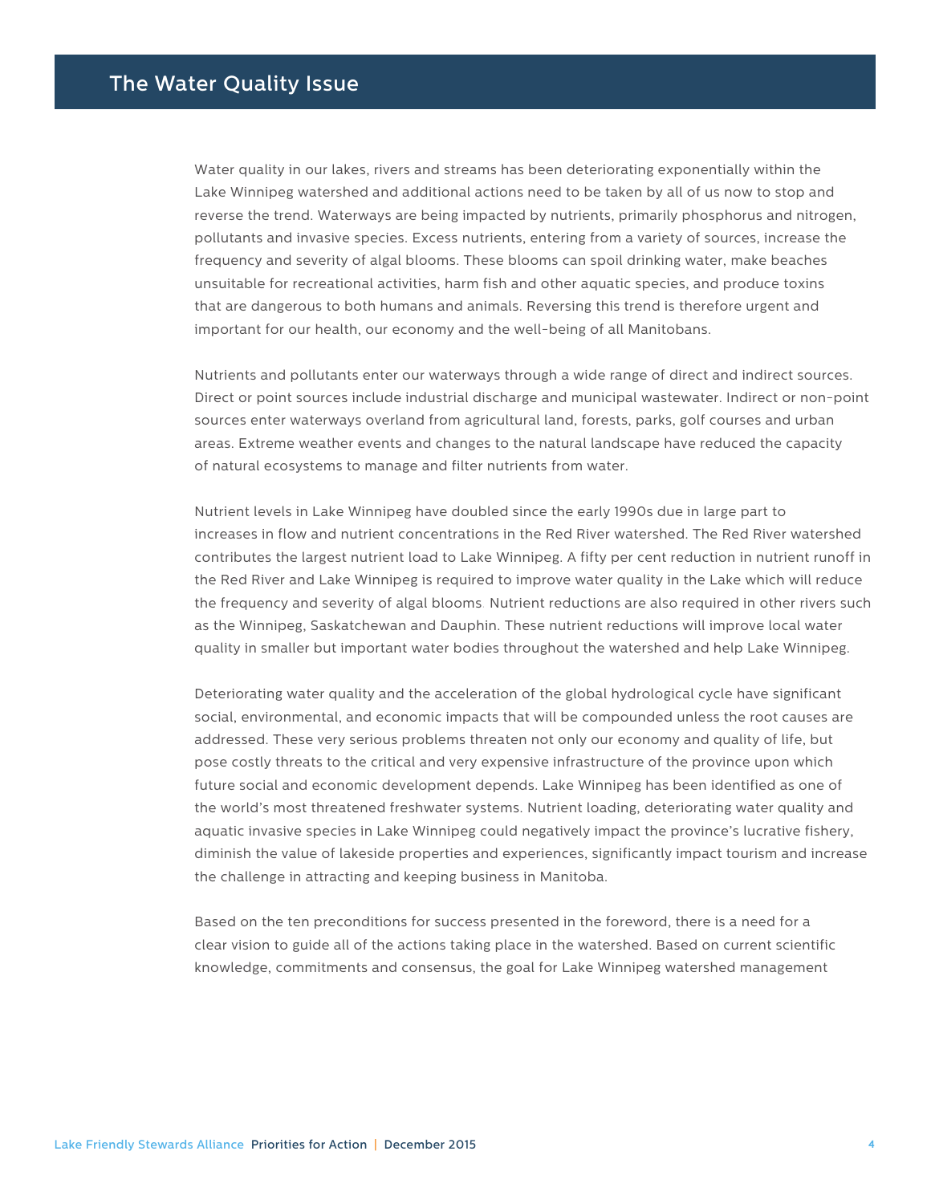## The Water Quality Issue

Water quality in our lakes, rivers and streams has been deteriorating exponentially within the Lake Winnipeg watershed and additional actions need to be taken by all of us now to stop and reverse the trend. Waterways are being impacted by nutrients, primarily phosphorus and nitrogen, pollutants and invasive species. Excess nutrients, entering from a variety of sources, increase the frequency and severity of algal blooms. These blooms can spoil drinking water, make beaches unsuitable for recreational activities, harm fish and other aquatic species, and produce toxins that are dangerous to both humans and animals. Reversing this trend is therefore urgent and important for our health, our economy and the well-being of all Manitobans.

Nutrients and pollutants enter our waterways through a wide range of direct and indirect sources. Direct or point sources include industrial discharge and municipal wastewater. Indirect or non-point sources enter waterways overland from agricultural land, forests, parks, golf courses and urban areas. Extreme weather events and changes to the natural landscape have reduced the capacity of natural ecosystems to manage and filter nutrients from water.

Nutrient levels in Lake Winnipeg have doubled since the early 1990s due in large part to increases in flow and nutrient concentrations in the Red River watershed. The Red River watershed contributes the largest nutrient load to Lake Winnipeg. A fifty per cent reduction in nutrient runoff in the Red River and Lake Winnipeg is required to improve water quality in the Lake which will reduce the frequency and severity of algal blooms  Nutrient reductions are also required in other rivers such as the Winnipeg, Saskatchewan and Dauphin. These nutrient reductions will improve local water quality in smaller but important water bodies throughout the watershed and help Lake Winnipeg.

Deteriorating water quality and the acceleration of the global hydrological cycle have significant social, environmental, and economic impacts that will be compounded unless the root causes are addressed. These very serious problems threaten not only our economy and quality of life, but pose costly threats to the critical and very expensive infrastructure of the province upon which future social and economic development depends. Lake Winnipeg has been identified as one of the world's most threatened freshwater systems. Nutrient loading, deteriorating water quality and aquatic invasive species in Lake Winnipeg could negatively impact the province's lucrative fishery, diminish the value of lakeside properties and experiences, significantly impact tourism and increase the challenge in attracting and keeping business in Manitoba.

Based on the ten preconditions for success presented in the foreword, there is a need for a clear vision to guide all of the actions taking place in the watershed. Based on current scientific knowledge, commitments and consensus, the goal for Lake Winnipeg watershed management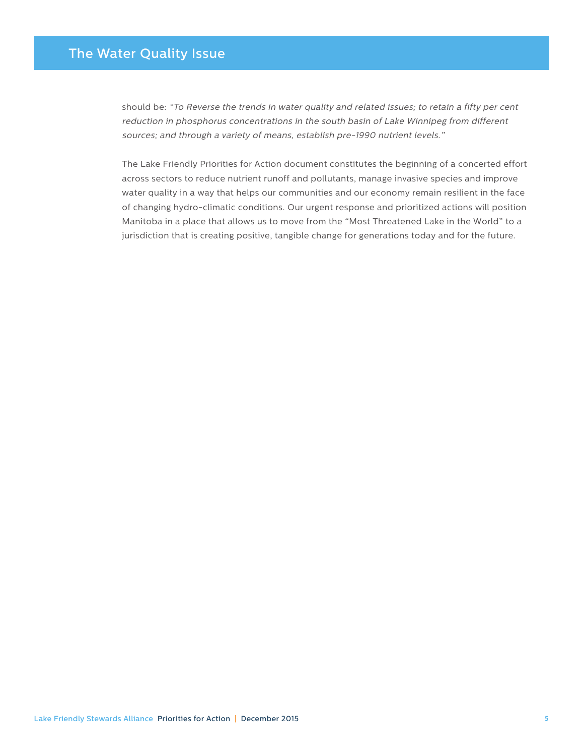## The Water Quality Issue

should be: *"To Reverse the trends in water quality and related issues; to retain a fifty per cent reduction in phosphorus concentrations in the south basin of Lake Winnipeg from different sources; and through a variety of means, establish pre-1990 nutrient levels."*

The Lake Friendly Priorities for Action document constitutes the beginning of a concerted effort across sectors to reduce nutrient runoff and pollutants, manage invasive species and improve water quality in a way that helps our communities and our economy remain resilient in the face of changing hydro-climatic conditions. Our urgent response and prioritized actions will position Manitoba in a place that allows us to move from the "Most Threatened Lake in the World" to a jurisdiction that is creating positive, tangible change for generations today and for the future.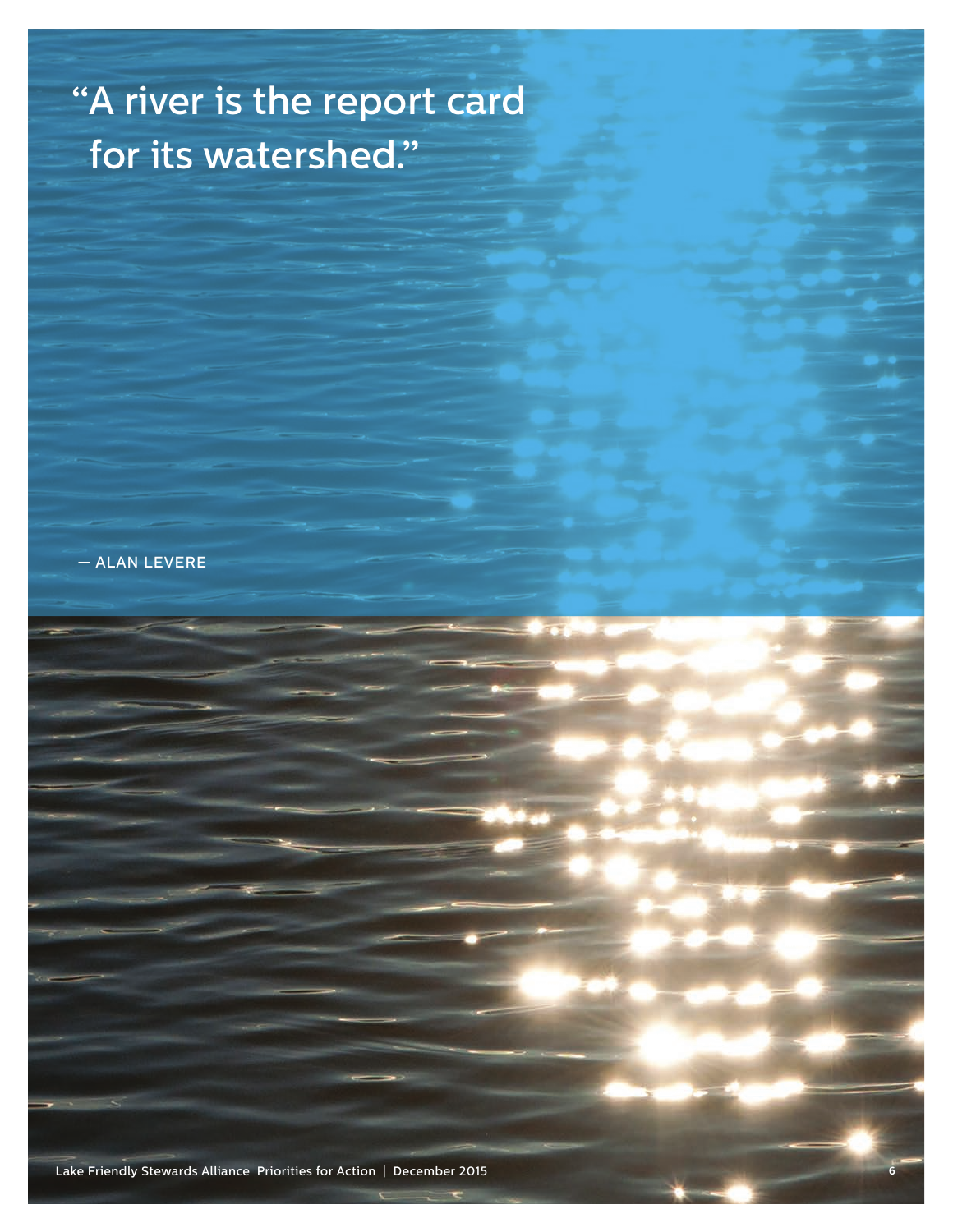"A river is the report card for its watershed."

— ALAN LEVERE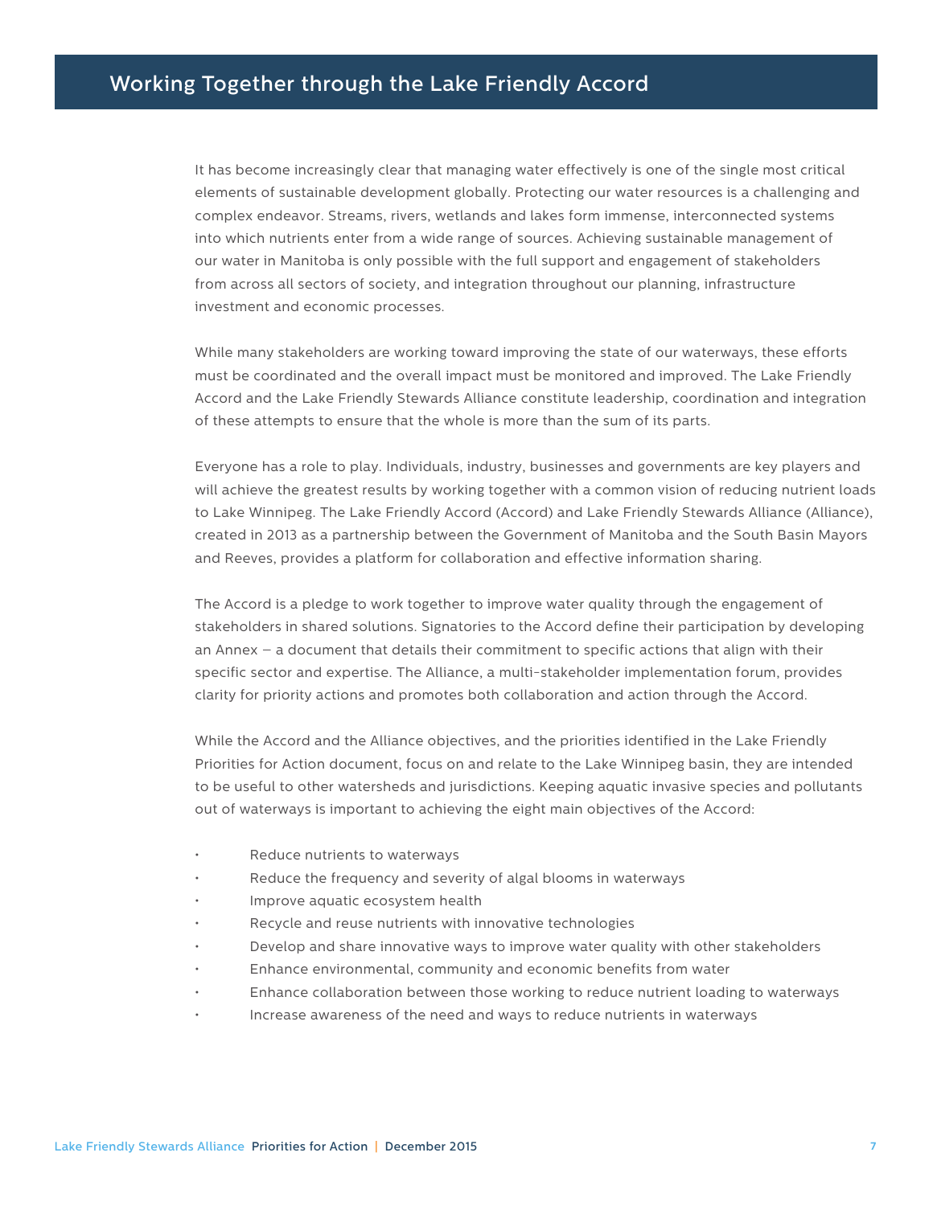## Working Together through the Lake Friendly Accord

It has become increasingly clear that managing water effectively is one of the single most critical elements of sustainable development globally. Protecting our water resources is a challenging and complex endeavor. Streams, rivers, wetlands and lakes form immense, interconnected systems into which nutrients enter from a wide range of sources. Achieving sustainable management of our water in Manitoba is only possible with the full support and engagement of stakeholders from across all sectors of society, and integration throughout our planning, infrastructure investment and economic processes.

While many stakeholders are working toward improving the state of our waterways, these efforts must be coordinated and the overall impact must be monitored and improved. The Lake Friendly Accord and the Lake Friendly Stewards Alliance constitute leadership, coordination and integration of these attempts to ensure that the whole is more than the sum of its parts.

Everyone has a role to play. Individuals, industry, businesses and governments are key players and will achieve the greatest results by working together with a common vision of reducing nutrient loads to Lake Winnipeg. The Lake Friendly Accord (Accord) and Lake Friendly Stewards Alliance (Alliance), created in 2013 as a partnership between the Government of Manitoba and the South Basin Mayors and Reeves, provides a platform for collaboration and effective information sharing.

The Accord is a pledge to work together to improve water quality through the engagement of stakeholders in shared solutions. Signatories to the Accord define their participation by developing an Annex – a document that details their commitment to specific actions that align with their specific sector and expertise. The Alliance, a multi-stakeholder implementation forum, provides clarity for priority actions and promotes both collaboration and action through the Accord.

While the Accord and the Alliance objectives, and the priorities identified in the Lake Friendly Priorities for Action document, focus on and relate to the Lake Winnipeg basin, they are intended to be useful to other watersheds and jurisdictions. Keeping aquatic invasive species and pollutants out of waterways is important to achieving the eight main objectives of the Accord:

- Reduce nutrients to waterways
- Reduce the frequency and severity of algal blooms in waterways
- Improve aquatic ecosystem health
- Recycle and reuse nutrients with innovative technologies
- Develop and share innovative ways to improve water quality with other stakeholders
- Enhance environmental, community and economic benefits from water
- Enhance collaboration between those working to reduce nutrient loading to waterways
- Increase awareness of the need and ways to reduce nutrients in waterways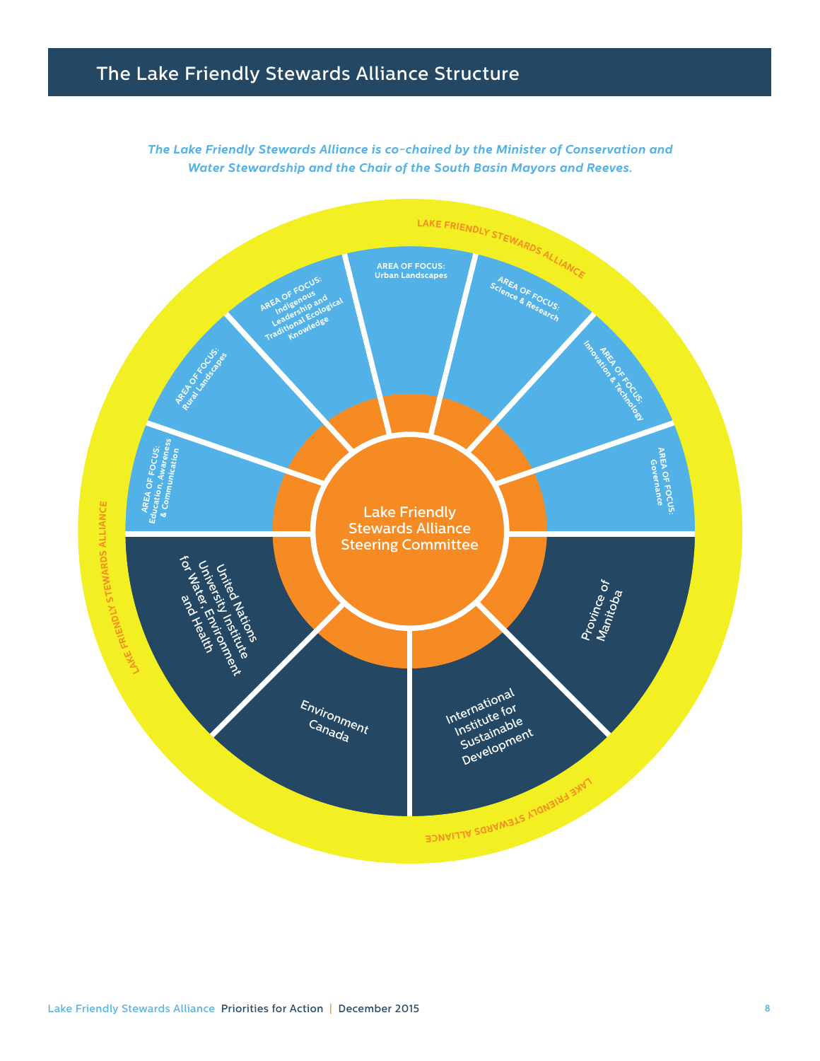## The Lake Friendly Stewards Alliance Structure

*The Lake Friendly Stewards Alliance is co-chaired by the Minister of Conservation and Water Stewardship and the Chair of the South Basin Mayors and Reeves.*

LAKE FRIENDLY STEWARDS ALLIANCE

Lake Friendly Stewards Alliance Steering Committee

AREA OF FOCUS: Education, Awareness & Communication

AREA OF FOCUS: Rural Landscapes

AREA OF FOCUS: Indigenous Leadership and Traditional Ecological Knowledge

AREA OF FOCUS: Urban Landscapes

AREA OF FOCUS: Science & Research

AREA OF FOCUS: Innovation & Technology

AREA OF FOCUS: Governance

Province of Manitoba

International Institute for Sustainable Development

Environment Canada

United Nations University Institute for Water, Environment and Health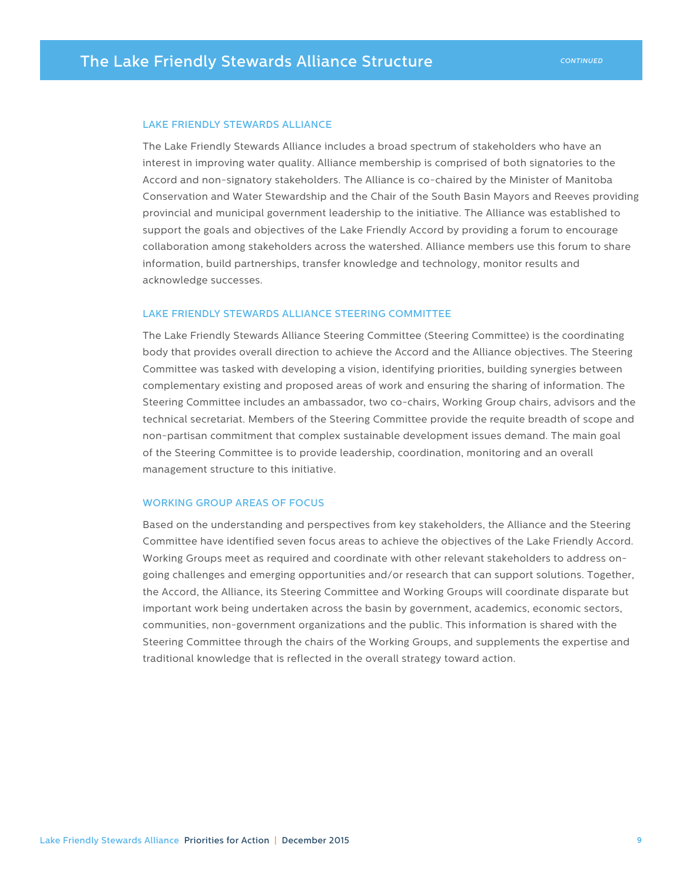# The Lake Friendly Stewards Alliance Structure

*CONTINUED*

## LAKE FRIENDLY STEWARDS ALLIANCE

The Lake Friendly Stewards Alliance includes a broad spectrum of stakeholders who have an interest in improving water quality. Alliance membership is comprised of both signatories to the Accord and non-signatory stakeholders. The Alliance is co-chaired by the Minister of Manitoba Conservation and Water Stewardship and the Chair of the South Basin Mayors and Reeves providing provincial and municipal government leadership to the initiative. The Alliance was established to support the goals and objectives of the Lake Friendly Accord by providing a forum to encourage collaboration among stakeholders across the watershed. Alliance members use this forum to share information, build partnerships, transfer knowledge and technology, monitor results and acknowledge successes.

## LAKE FRIENDLY STEWARDS ALLIANCE STEERING COMMITTEE

The Lake Friendly Stewards Alliance Steering Committee (Steering Committee) is the coordinating body that provides overall direction to achieve the Accord and the Alliance objectives. The Steering Committee was tasked with developing a vision, identifying priorities, building synergies between complementary existing and proposed areas of work and ensuring the sharing of information. The Steering Committee includes an ambassador, two co-chairs, Working Group chairs, advisors and the technical secretariat. Members of the Steering Committee provide the requite breadth of scope and non-partisan commitment that complex sustainable development issues demand. The main goal of the Steering Committee is to provide leadership, coordination, monitoring and an overall management structure to this initiative.

## WORKING GROUP AREAS OF FOCUS

Based on the understanding and perspectives from key stakeholders, the Alliance and the Steering Committee have identified seven focus areas to achieve the objectives of the Lake Friendly Accord. Working Groups meet as required and coordinate with other relevant stakeholders to address on-going challenges and emerging opportunities and/or research that can support solutions. Together, the Accord, the Alliance, its Steering Committee and Working Groups will coordinate disparate but important work being undertaken across the basin by government, academics, economic sectors, communities, non-government organizations and the public. This information is shared with the Steering Committee through the chairs of the Working Groups, and supplements the expertise and traditional knowledge that is reflected in the overall strategy toward action.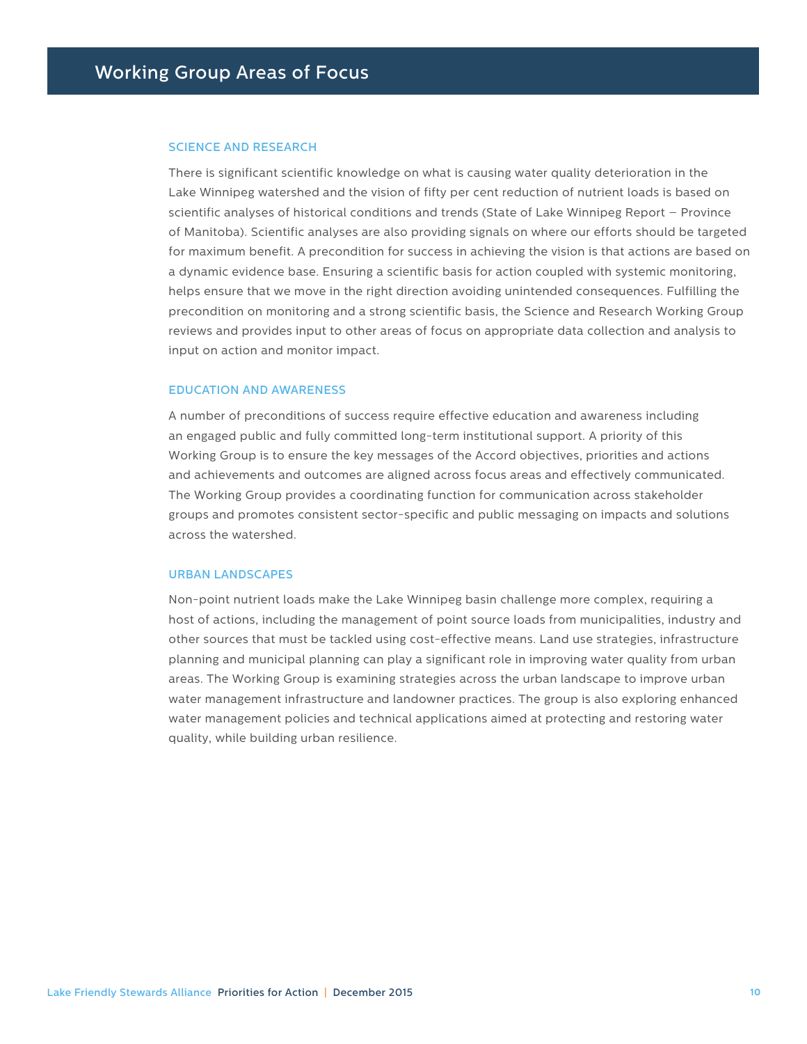# Working Group Areas of Focus

### SCIENCE AND RESEARCH

There is significant scientific knowledge on what is causing water quality deterioration in the Lake Winnipeg watershed and the vision of fifty per cent reduction of nutrient loads is based on scientific analyses of historical conditions and trends (State of Lake Winnipeg Report – Province of Manitoba). Scientific analyses are also providing signals on where our efforts should be targeted for maximum benefit. A precondition for success in achieving the vision is that actions are based on a dynamic evidence base. Ensuring a scientific basis for action coupled with systemic monitoring, helps ensure that we move in the right direction avoiding unintended consequences. Fulfilling the precondition on monitoring and a strong scientific basis, the Science and Research Working Group reviews and provides input to other areas of focus on appropriate data collection and analysis to input on action and monitor impact.

### EDUCATION AND AWARENESS

A number of preconditions of success require effective education and awareness including an engaged public and fully committed long-term institutional support. A priority of this Working Group is to ensure the key messages of the Accord objectives, priorities and actions and achievements and outcomes are aligned across focus areas and effectively communicated. The Working Group provides a coordinating function for communication across stakeholder groups and promotes consistent sector-specific and public messaging on impacts and solutions across the watershed.

### URBAN LANDSCAPES

Non-point nutrient loads make the Lake Winnipeg basin challenge more complex, requiring a host of actions, including the management of point source loads from municipalities, industry and other sources that must be tackled using cost-effective means. Land use strategies, infrastructure planning and municipal planning can play a significant role in improving water quality from urban areas. The Working Group is examining strategies across the urban landscape to improve urban water management infrastructure and landowner practices. The group is also exploring enhanced water management policies and technical applications aimed at protecting and restoring water quality, while building urban resilience.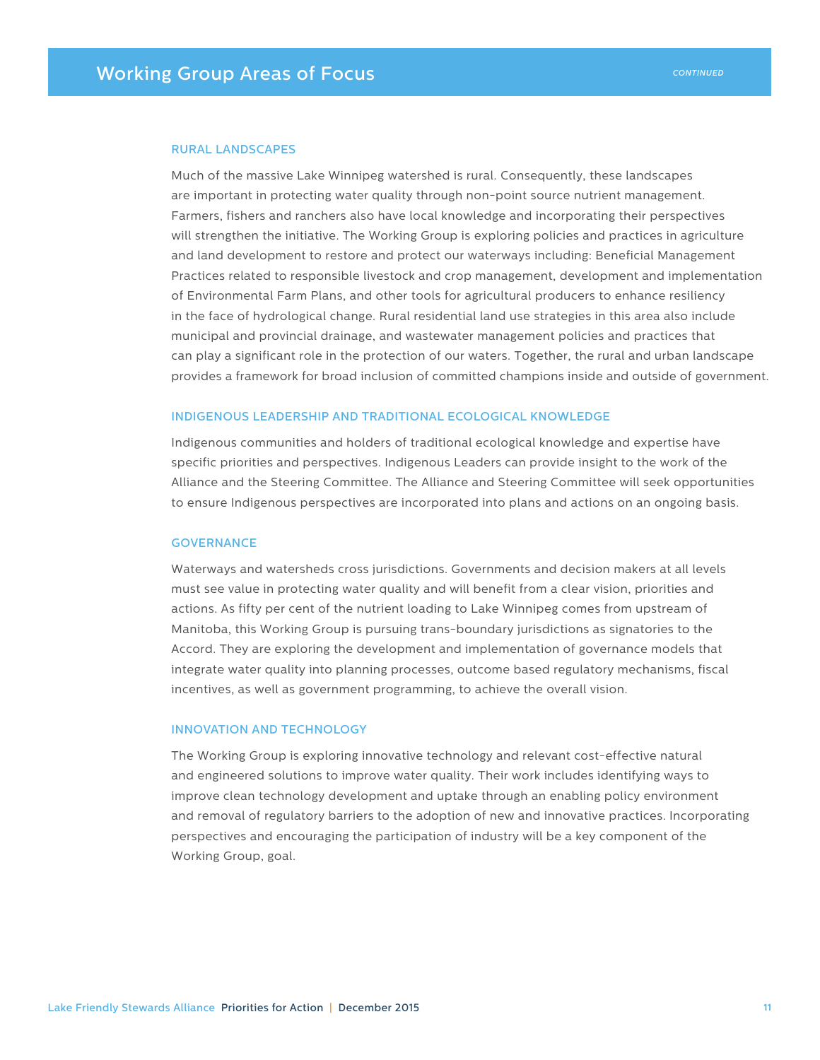## Working Group Areas of Focus

*CONTINUED*

### RURAL LANDSCAPES

Much of the massive Lake Winnipeg watershed is rural. Consequently, these landscapes are important in protecting water quality through non-point source nutrient management. Farmers, fishers and ranchers also have local knowledge and incorporating their perspectives will strengthen the initiative. The Working Group is exploring policies and practices in agriculture and land development to restore and protect our waterways including: Beneficial Management Practices related to responsible livestock and crop management, development and implementation of Environmental Farm Plans, and other tools for agricultural producers to enhance resiliency in the face of hydrological change. Rural residential land use strategies in this area also include municipal and provincial drainage, and wastewater management policies and practices that can play a significant role in the protection of our waters. Together, the rural and urban landscape provides a framework for broad inclusion of committed champions inside and outside of government.

### INDIGENOUS LEADERSHIP AND TRADITIONAL ECOLOGICAL KNOWLEDGE

Indigenous communities and holders of traditional ecological knowledge and expertise have specific priorities and perspectives. Indigenous Leaders can provide insight to the work of the Alliance and the Steering Committee. The Alliance and Steering Committee will seek opportunities to ensure Indigenous perspectives are incorporated into plans and actions on an ongoing basis.

### GOVERNANCE

Waterways and watersheds cross jurisdictions. Governments and decision makers at all levels must see value in protecting water quality and will benefit from a clear vision, priorities and actions. As fifty per cent of the nutrient loading to Lake Winnipeg comes from upstream of Manitoba, this Working Group is pursuing trans-boundary jurisdictions as signatories to the Accord. They are exploring the development and implementation of governance models that integrate water quality into planning processes, outcome based regulatory mechanisms, fiscal incentives, as well as government programming, to achieve the overall vision.

### INNOVATION AND TECHNOLOGY

The Working Group is exploring innovative technology and relevant cost-effective natural and engineered solutions to improve water quality. Their work includes identifying ways to improve clean technology development and uptake through an enabling policy environment and removal of regulatory barriers to the adoption of new and innovative practices. Incorporating perspectives and encouraging the participation of industry will be a key component of the Working Group, goal.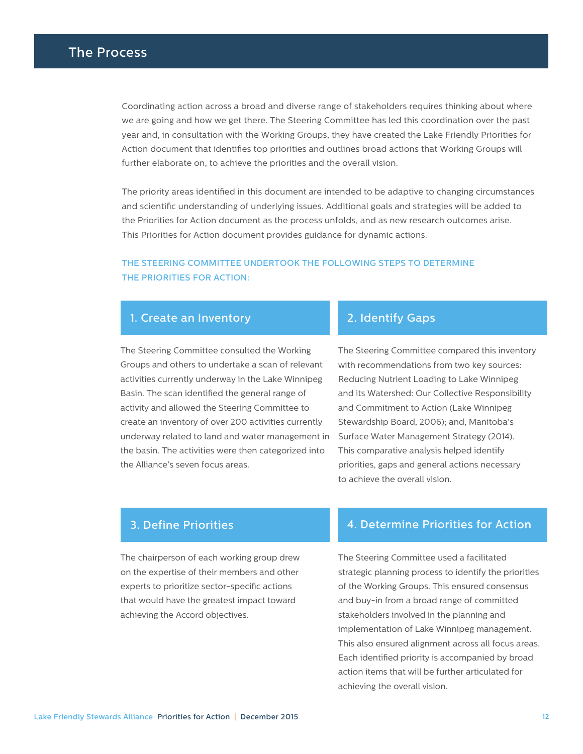# The Process

Coordinating action across a broad and diverse range of stakeholders requires thinking about where we are going and how we get there. The Steering Committee has led this coordination over the past year and, in consultation with the Working Groups, they have created the Lake Friendly Priorities for Action document that identifies top priorities and outlines broad actions that Working Groups will further elaborate on, to achieve the priorities and the overall vision.

The priority areas identified in this document are intended to be adaptive to changing circumstances and scientific understanding of underlying issues. Additional goals and strategies will be added to the Priorities for Action document as the process unfolds, and as new research outcomes arise. This Priorities for Action document provides guidance for dynamic actions.

**THE STEERING COMMITTEE UNDERTOOK THE FOLLOWING STEPS TO DETERMINE THE PRIORITIES FOR ACTION:**

## 1. Create an Inventory

The Steering Committee consulted the Working Groups and others to undertake a scan of relevant activities currently underway in the Lake Winnipeg Basin. The scan identified the general range of activity and allowed the Steering Committee to create an inventory of over 200 activities currently underway related to land and water management in the basin. The activities were then categorized into the Alliance's seven focus areas.

## 2. Identify Gaps

The Steering Committee compared this inventory with recommendations from two key sources: Reducing Nutrient Loading to Lake Winnipeg and its Watershed: Our Collective Responsibility and Commitment to Action (Lake Winnipeg Stewardship Board, 2006); and, Manitoba's Surface Water Management Strategy (2014). This comparative analysis helped identify priorities, gaps and general actions necessary to achieve the overall vision.

## 3. Define Priorities

The chairperson of each working group drew on the expertise of their members and other experts to prioritize sector-specific actions that would have the greatest impact toward achieving the Accord objectives.

## 4. Determine Priorities for Action

The Steering Committee used a facilitated strategic planning process to identify the priorities of the Working Groups. This ensured consensus and buy-in from a broad range of committed stakeholders involved in the planning and implementation of Lake Winnipeg management. This also ensured alignment across all focus areas. Each identified priority is accompanied by broad action items that will be further articulated for achieving the overall vision.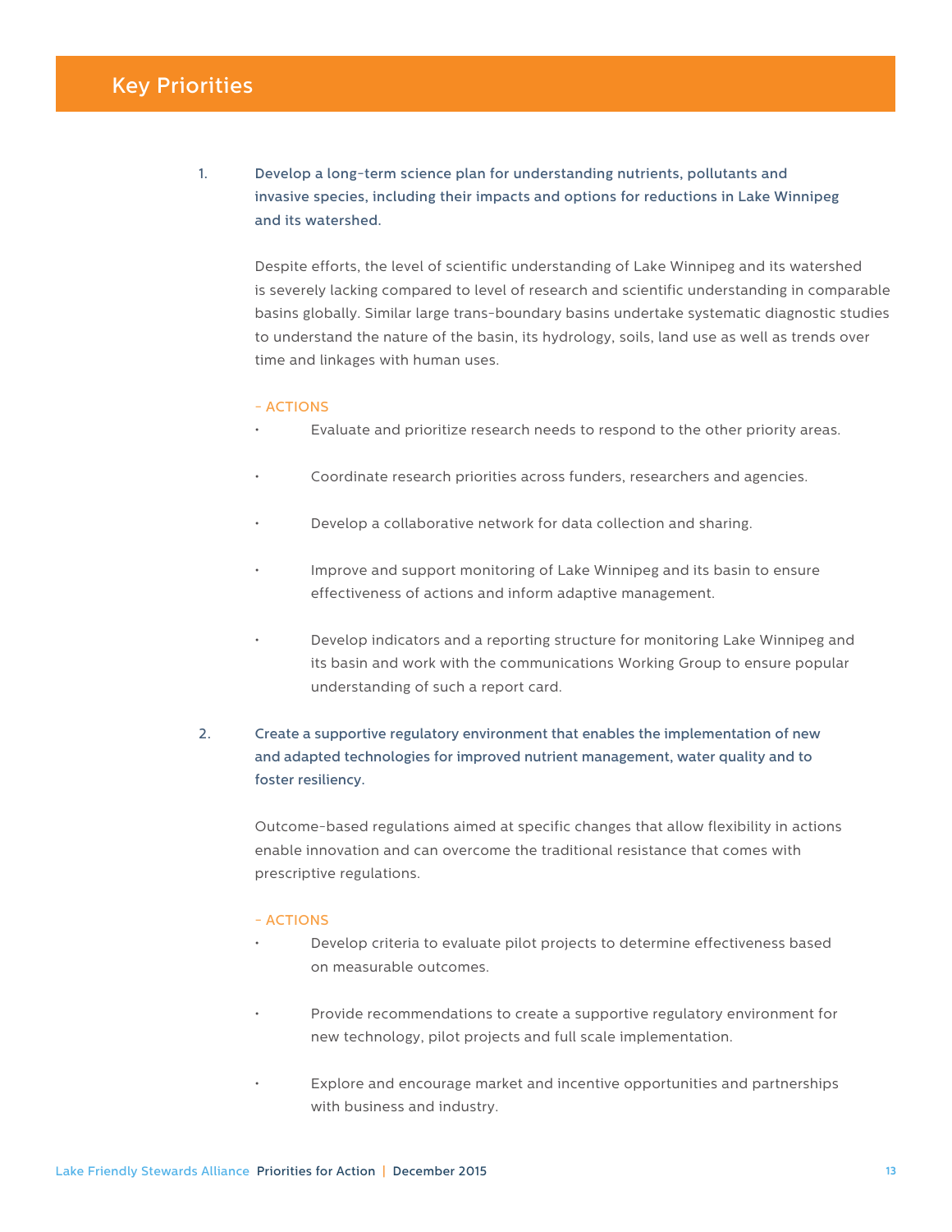# Key Priorities

1. **Develop a long-term science plan for understanding nutrients, pollutants and invasive species, including their impacts and options for reductions in Lake Winnipeg and its watershed.**

   Despite efforts, the level of scientific understanding of Lake Winnipeg and its watershed is severely lacking compared to level of research and scientific understanding in comparable basins globally. Similar large trans-boundary basins undertake systematic diagnostic studies to understand the nature of the basin, its hydrology, soils, land use as well as trends over time and linkages with human uses.

   – ACTIONS

   - Evaluate and prioritize research needs to respond to the other priority areas.
   - Coordinate research priorities across funders, researchers and agencies.
   - Develop a collaborative network for data collection and sharing.
   - Improve and support monitoring of Lake Winnipeg and its basin to ensure effectiveness of actions and inform adaptive management.
   - Develop indicators and a reporting structure for monitoring Lake Winnipeg and its basin and work with the communications Working Group to ensure popular understanding of such a report card.

2. **Create a supportive regulatory environment that enables the implementation of new and adapted technologies for improved nutrient management, water quality and to foster resiliency.**

   Outcome-based regulations aimed at specific changes that allow flexibility in actions enable innovation and can overcome the traditional resistance that comes with prescriptive regulations.

   – ACTIONS

   - Develop criteria to evaluate pilot projects to determine effectiveness based on measurable outcomes.
   - Provide recommendations to create a supportive regulatory environment for new technology, pilot projects and full scale implementation.
   - Explore and encourage market and incentive opportunities and partnerships with business and industry.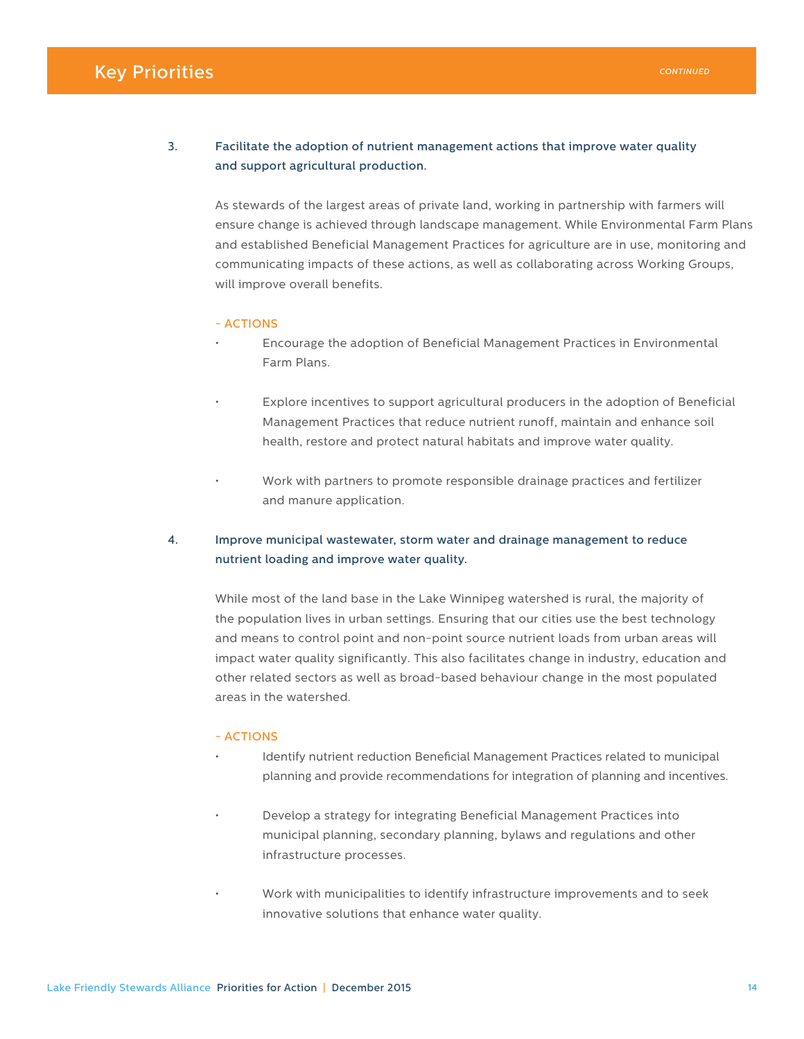## Key Priorities *CONTINUED*

3. **Facilitate the adoption of nutrient management actions that improve water quality and support agricultural production.**

   As stewards of the largest areas of private land, working in partnership with farmers will ensure change is achieved through landscape management. While Environmental Farm Plans and established Beneficial Management Practices for agriculture are in use, monitoring and communicating impacts of these actions, as well as collaborating across Working Groups, will improve overall benefits.

   – ACTIONS

   - Encourage the adoption of Beneficial Management Practices in Environmental Farm Plans.
   - Explore incentives to support agricultural producers in the adoption of Beneficial Management Practices that reduce nutrient runoff, maintain and enhance soil health, restore and protect natural habitats and improve water quality.
   - Work with partners to promote responsible drainage practices and fertilizer and manure application.

4. **Improve municipal wastewater, storm water and drainage management to reduce nutrient loading and improve water quality.**

   While most of the land base in the Lake Winnipeg watershed is rural, the majority of the population lives in urban settings. Ensuring that our cities use the best technology and means to control point and non-point source nutrient loads from urban areas will impact water quality significantly. This also facilitates change in industry, education and other related sectors as well as broad-based behaviour change in the most populated areas in the watershed.

   – ACTIONS

   - Identify nutrient reduction Beneficial Management Practices related to municipal planning and provide recommendations for integration of planning and incentives.
   - Develop a strategy for integrating Beneficial Management Practices into municipal planning, secondary planning, bylaws and regulations and other infrastructure processes.
   - Work with municipalities to identify infrastructure improvements and to seek innovative solutions that enhance water quality.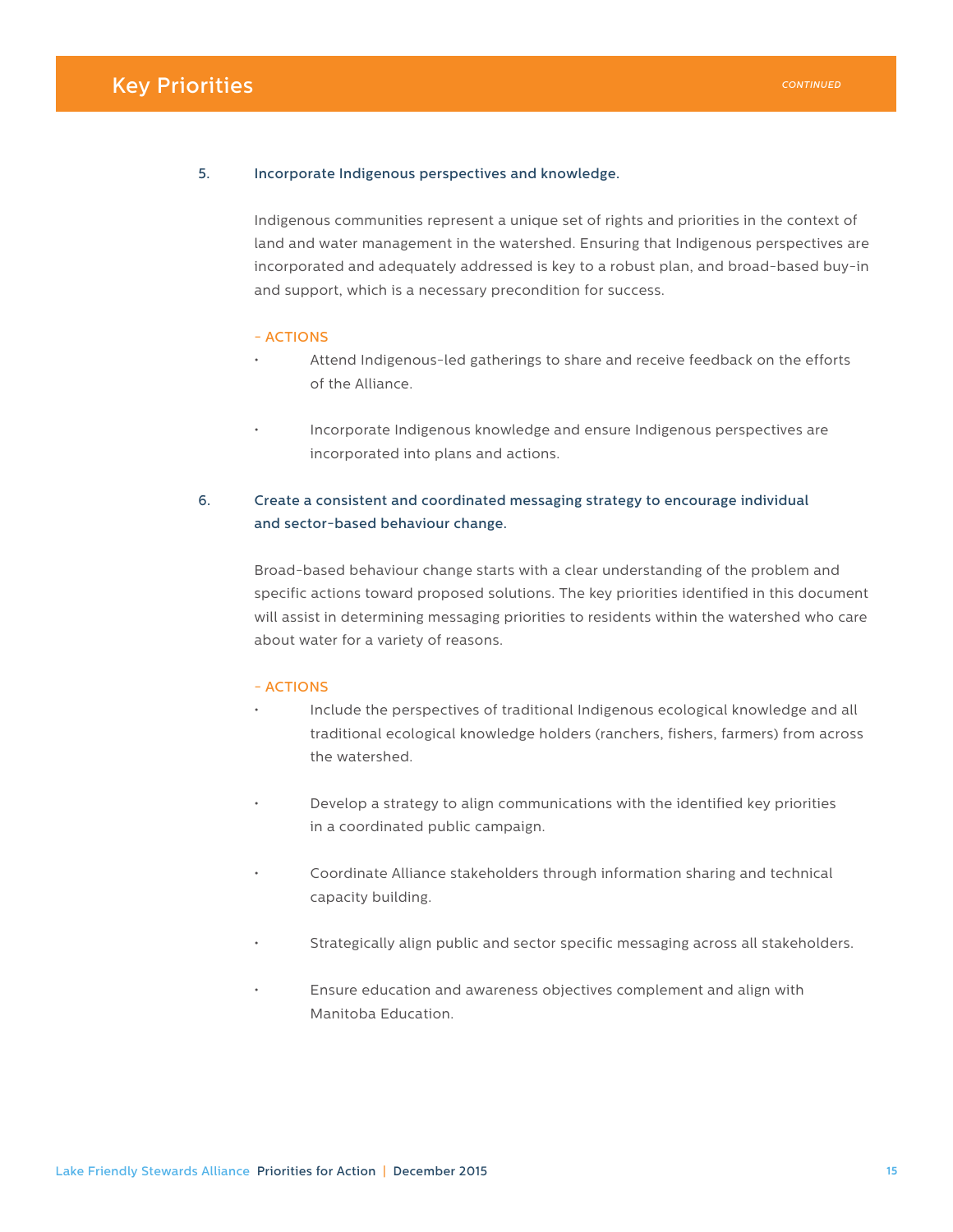# Key Priorities

*CONTINUED*

5. **Incorporate Indigenous perspectives and knowledge.**

Indigenous communities represent a unique set of rights and priorities in the context of land and water management in the watershed. Ensuring that Indigenous perspectives are incorporated and adequately addressed is key to a robust plan, and broad-based buy-in and support, which is a necessary precondition for success.

**– ACTIONS**

- Attend Indigenous-led gatherings to share and receive feedback on the efforts of the Alliance.
- Incorporate Indigenous knowledge and ensure Indigenous perspectives are incorporated into plans and actions.

6. **Create a consistent and coordinated messaging strategy to encourage individual and sector-based behaviour change.**

Broad-based behaviour change starts with a clear understanding of the problem and specific actions toward proposed solutions. The key priorities identified in this document will assist in determining messaging priorities to residents within the watershed who care about water for a variety of reasons.

**– ACTIONS**

- Include the perspectives of traditional Indigenous ecological knowledge and all traditional ecological knowledge holders (ranchers, fishers, farmers) from across the watershed.
- Develop a strategy to align communications with the identified key priorities in a coordinated public campaign.
- Coordinate Alliance stakeholders through information sharing and technical capacity building.
- Strategically align public and sector specific messaging across all stakeholders.
- Ensure education and awareness objectives complement and align with Manitoba Education.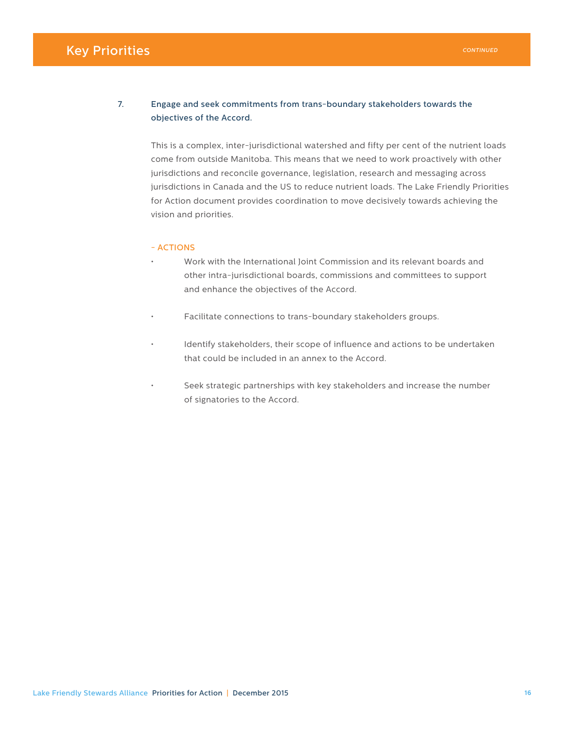## Key Priorities

*CONTINUED*

7. **Engage and seek commitments from trans-boundary stakeholders towards the objectives of the Accord.**

This is a complex, inter-jurisdictional watershed and fifty per cent of the nutrient loads come from outside Manitoba. This means that we need to work proactively with other jurisdictions and reconcile governance, legislation, research and messaging across jurisdictions in Canada and the US to reduce nutrient loads. The Lake Friendly Priorities for Action document provides coordination to move decisively towards achieving the vision and priorities.

– ACTIONS

- Work with the International Joint Commission and its relevant boards and other intra-jurisdictional boards, commissions and committees to support and enhance the objectives of the Accord.
- Facilitate connections to trans-boundary stakeholders groups.
- Identify stakeholders, their scope of influence and actions to be undertaken that could be included in an annex to the Accord.
- Seek strategic partnerships with key stakeholders and increase the number of signatories to the Accord.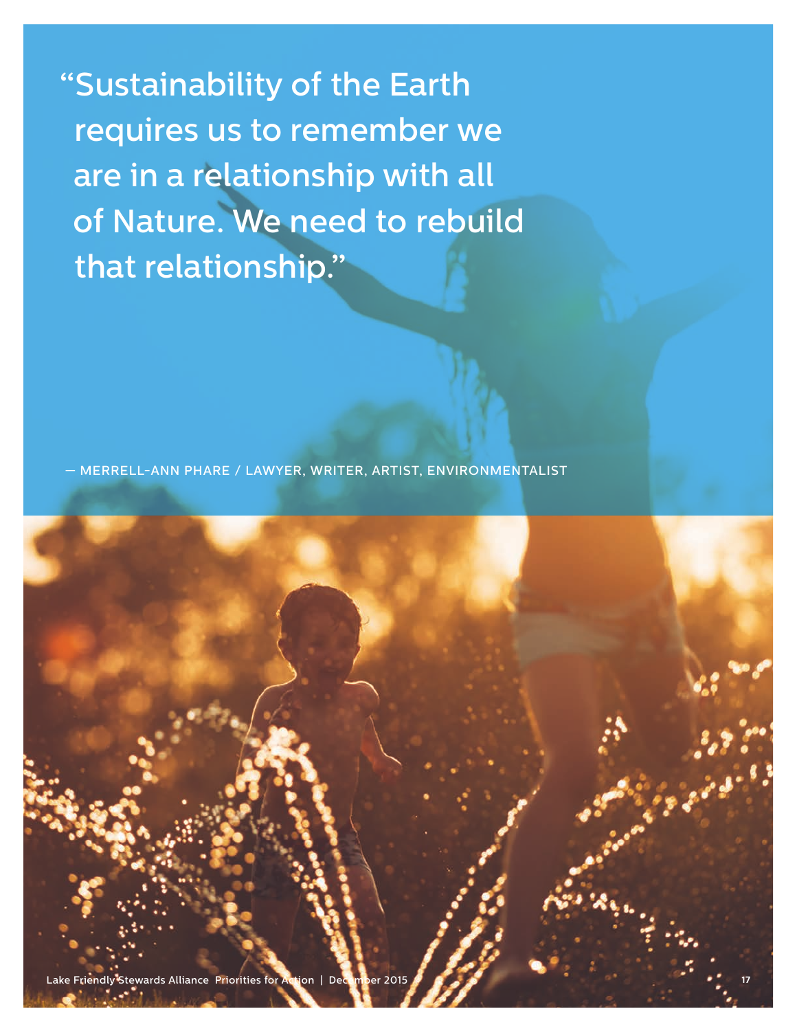> "Sustainability of the Earth requires us to remember we are in a relationship with all of Nature. We need to rebuild that relationship."
>
> — MERRELL-ANN PHARE / LAWYER, WRITER, ARTIST, ENVIRONMENTALIST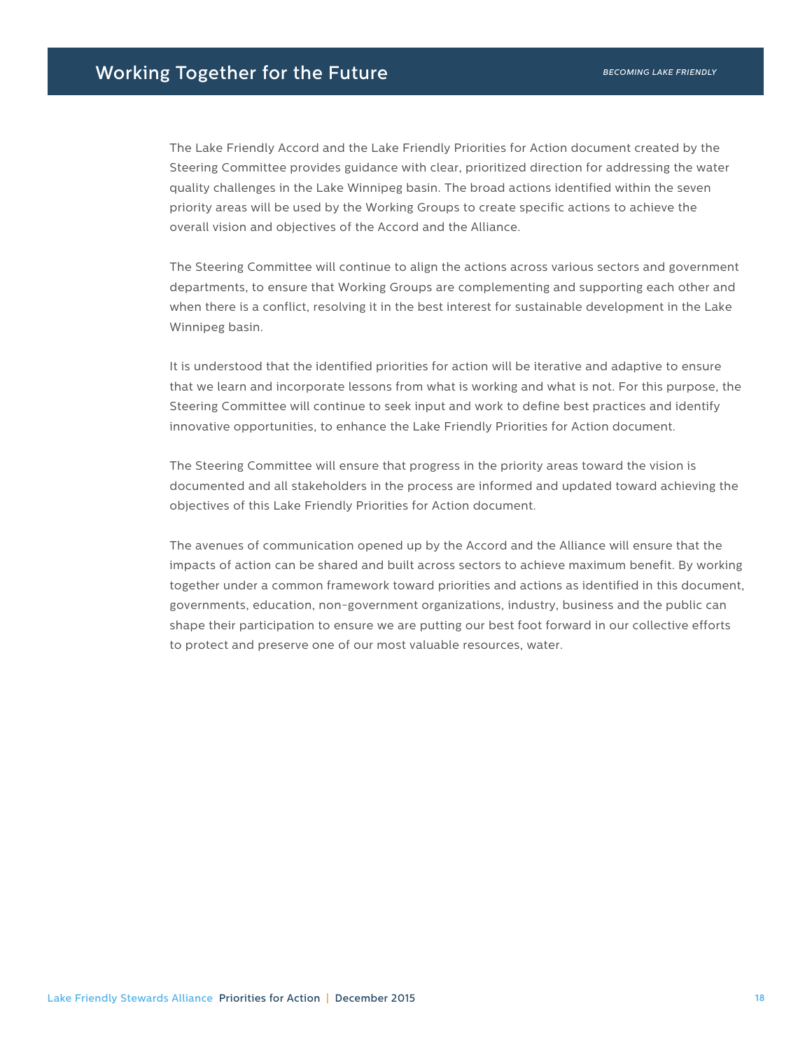# Working Together for the Future

The Lake Friendly Accord and the Lake Friendly Priorities for Action document created by the Steering Committee provides guidance with clear, prioritized direction for addressing the water quality challenges in the Lake Winnipeg basin. The broad actions identified within the seven priority areas will be used by the Working Groups to create specific actions to achieve the overall vision and objectives of the Accord and the Alliance.

The Steering Committee will continue to align the actions across various sectors and government departments, to ensure that Working Groups are complementing and supporting each other and when there is a conflict, resolving it in the best interest for sustainable development in the Lake Winnipeg basin.

It is understood that the identified priorities for action will be iterative and adaptive to ensure that we learn and incorporate lessons from what is working and what is not. For this purpose, the Steering Committee will continue to seek input and work to define best practices and identify innovative opportunities, to enhance the Lake Friendly Priorities for Action document.

The Steering Committee will ensure that progress in the priority areas toward the vision is documented and all stakeholders in the process are informed and updated toward achieving the objectives of this Lake Friendly Priorities for Action document.

The avenues of communication opened up by the Accord and the Alliance will ensure that the impacts of action can be shared and built across sectors to achieve maximum benefit. By working together under a common framework toward priorities and actions as identified in this document, governments, education, non-government organizations, industry, business and the public can shape their participation to ensure we are putting our best foot forward in our collective efforts to protect and preserve one of our most valuable resources, water.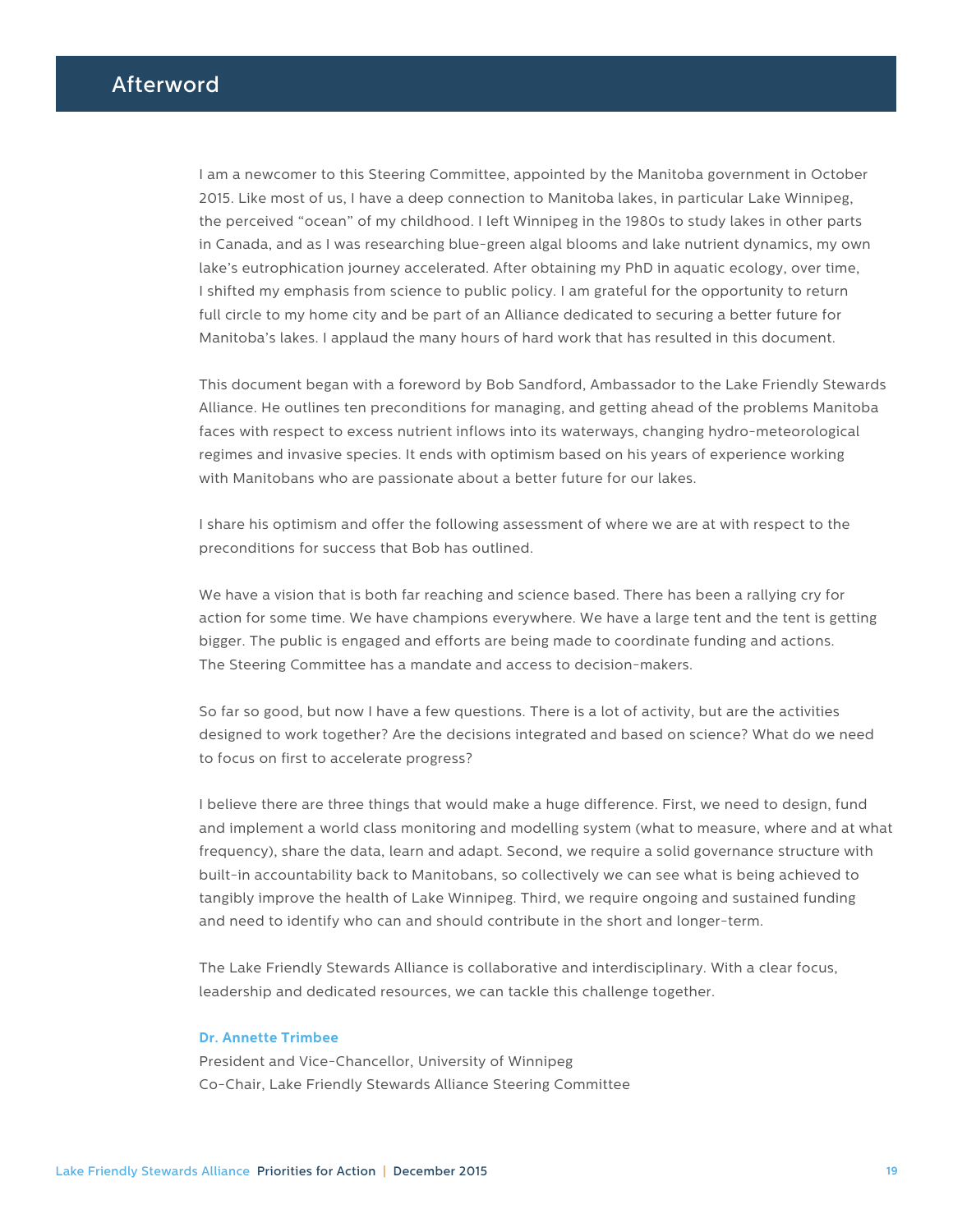# Afterword

I am a newcomer to this Steering Committee, appointed by the Manitoba government in October 2015. Like most of us, I have a deep connection to Manitoba lakes, in particular Lake Winnipeg, the perceived "ocean" of my childhood. I left Winnipeg in the 1980s to study lakes in other parts in Canada, and as I was researching blue-green algal blooms and lake nutrient dynamics, my own lake's eutrophication journey accelerated. After obtaining my PhD in aquatic ecology, over time, I shifted my emphasis from science to public policy. I am grateful for the opportunity to return full circle to my home city and be part of an Alliance dedicated to securing a better future for Manitoba's lakes. I applaud the many hours of hard work that has resulted in this document.

This document began with a foreword by Bob Sandford, Ambassador to the Lake Friendly Stewards Alliance. He outlines ten preconditions for managing, and getting ahead of the problems Manitoba faces with respect to excess nutrient inflows into its waterways, changing hydro-meteorological regimes and invasive species. It ends with optimism based on his years of experience working with Manitobans who are passionate about a better future for our lakes.

I share his optimism and offer the following assessment of where we are at with respect to the preconditions for success that Bob has outlined.

We have a vision that is both far reaching and science based. There has been a rallying cry for action for some time. We have champions everywhere. We have a large tent and the tent is getting bigger. The public is engaged and efforts are being made to coordinate funding and actions. The Steering Committee has a mandate and access to decision-makers.

So far so good, but now I have a few questions. There is a lot of activity, but are the activities designed to work together? Are the decisions integrated and based on science? What do we need to focus on first to accelerate progress?

I believe there are three things that would make a huge difference. First, we need to design, fund and implement a world class monitoring and modelling system (what to measure, where and at what frequency), share the data, learn and adapt. Second, we require a solid governance structure with built-in accountability back to Manitobans, so collectively we can see what is being achieved to tangibly improve the health of Lake Winnipeg. Third, we require ongoing and sustained funding and need to identify who can and should contribute in the short and longer-term.

The Lake Friendly Stewards Alliance is collaborative and interdisciplinary. With a clear focus, leadership and dedicated resources, we can tackle this challenge together.

**Dr. Annette Trimbee**
President and Vice-Chancellor, University of Winnipeg
Co-Chair, Lake Friendly Stewards Alliance Steering Committee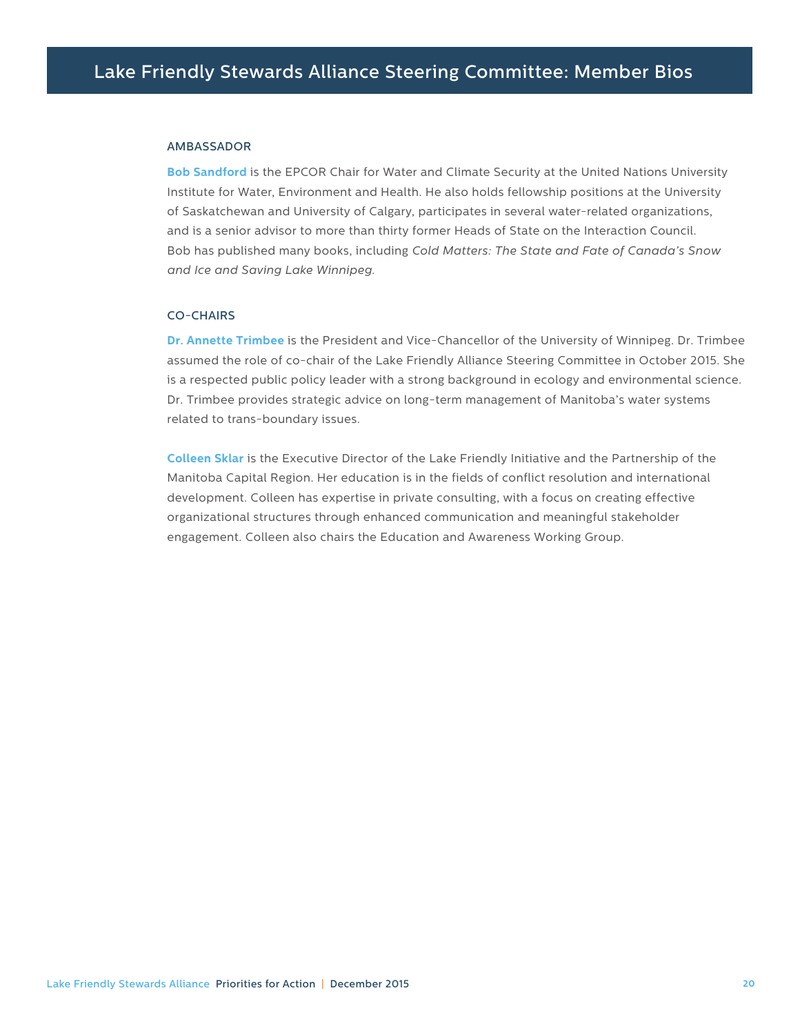# Lake Friendly Stewards Alliance Steering Committee: Member Bios

## AMBASSADOR

**Bob Sandford** is the EPCOR Chair for Water and Climate Security at the United Nations University Institute for Water, Environment and Health. He also holds fellowship positions at the University of Saskatchewan and University of Calgary, participates in several water-related organizations, and is a senior advisor to more than thirty former Heads of State on the Interaction Council. Bob has published many books, including *Cold Matters: The State and Fate of Canada's Snow and Ice and Saving Lake Winnipeg*.

## CO-CHAIRS

**Dr. Annette Trimbee** is the President and Vice-Chancellor of the University of Winnipeg. Dr. Trimbee assumed the role of co-chair of the Lake Friendly Alliance Steering Committee in October 2015. She is a respected public policy leader with a strong background in ecology and environmental science. Dr. Trimbee provides strategic advice on long-term management of Manitoba's water systems related to trans-boundary issues.

**Colleen Sklar** is the Executive Director of the Lake Friendly Initiative and the Partnership of the Manitoba Capital Region. Her education is in the fields of conflict resolution and international development. Colleen has expertise in private consulting, with a focus on creating effective organizational structures through enhanced communication and meaningful stakeholder engagement. Colleen also chairs the Education and Awareness Working Group.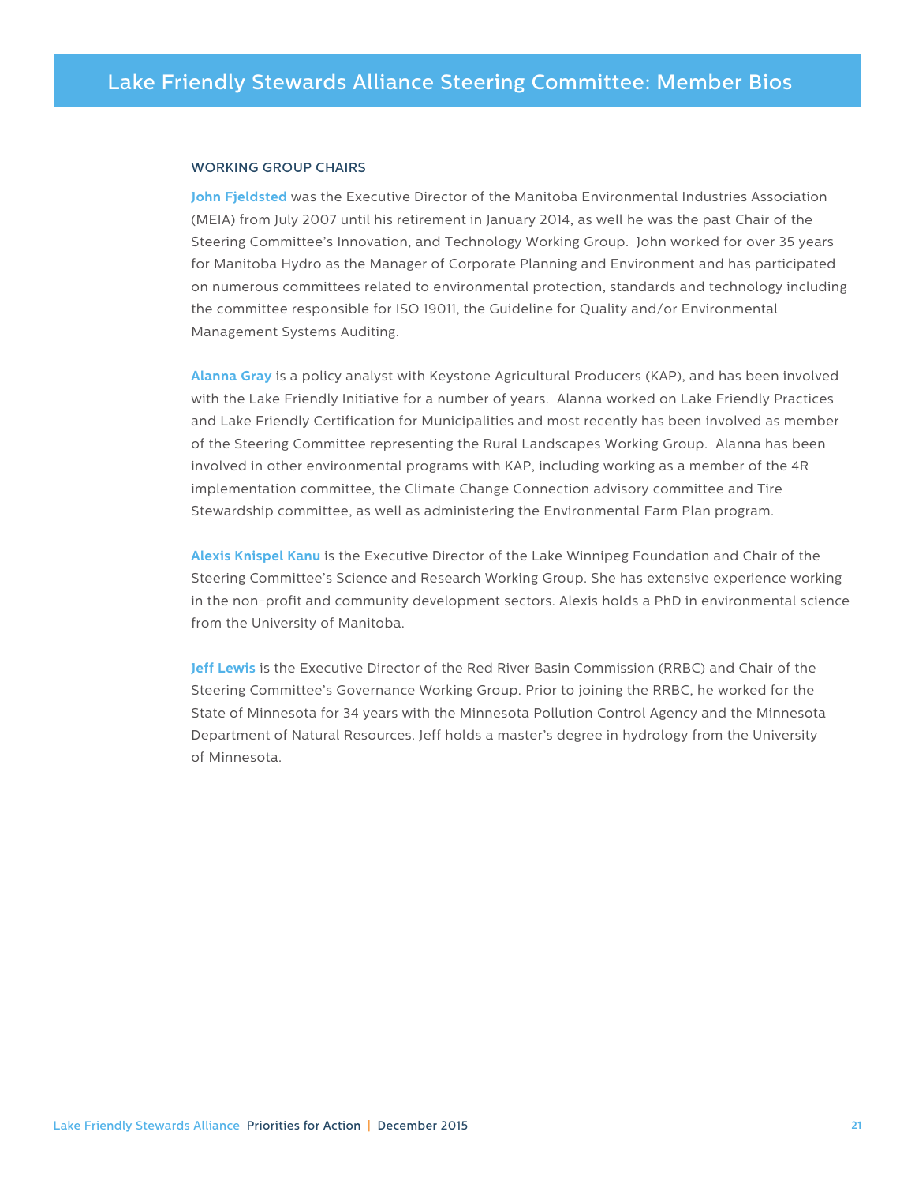# Lake Friendly Stewards Alliance Steering Committee: Member Bios

## WORKING GROUP CHAIRS

**John Fjeldsted** was the Executive Director of the Manitoba Environmental Industries Association (MEIA) from July 2007 until his retirement in January 2014, as well he was the past Chair of the Steering Committee's Innovation, and Technology Working Group. John worked for over 35 years for Manitoba Hydro as the Manager of Corporate Planning and Environment and has participated on numerous committees related to environmental protection, standards and technology including the committee responsible for ISO 19011, the Guideline for Quality and/or Environmental Management Systems Auditing.

**Alanna Gray** is a policy analyst with Keystone Agricultural Producers (KAP), and has been involved with the Lake Friendly Initiative for a number of years. Alanna worked on Lake Friendly Practices and Lake Friendly Certification for Municipalities and most recently has been involved as member of the Steering Committee representing the Rural Landscapes Working Group. Alanna has been involved in other environmental programs with KAP, including working as a member of the 4R implementation committee, the Climate Change Connection advisory committee and Tire Stewardship committee, as well as administering the Environmental Farm Plan program.

**Alexis Knispel Kanu** is the Executive Director of the Lake Winnipeg Foundation and Chair of the Steering Committee's Science and Research Working Group. She has extensive experience working in the non-profit and community development sectors. Alexis holds a PhD in environmental science from the University of Manitoba.

**Jeff Lewis** is the Executive Director of the Red River Basin Commission (RRBC) and Chair of the Steering Committee's Governance Working Group. Prior to joining the RRBC, he worked for the State of Minnesota for 34 years with the Minnesota Pollution Control Agency and the Minnesota Department of Natural Resources. Jeff holds a master's degree in hydrology from the University of Minnesota.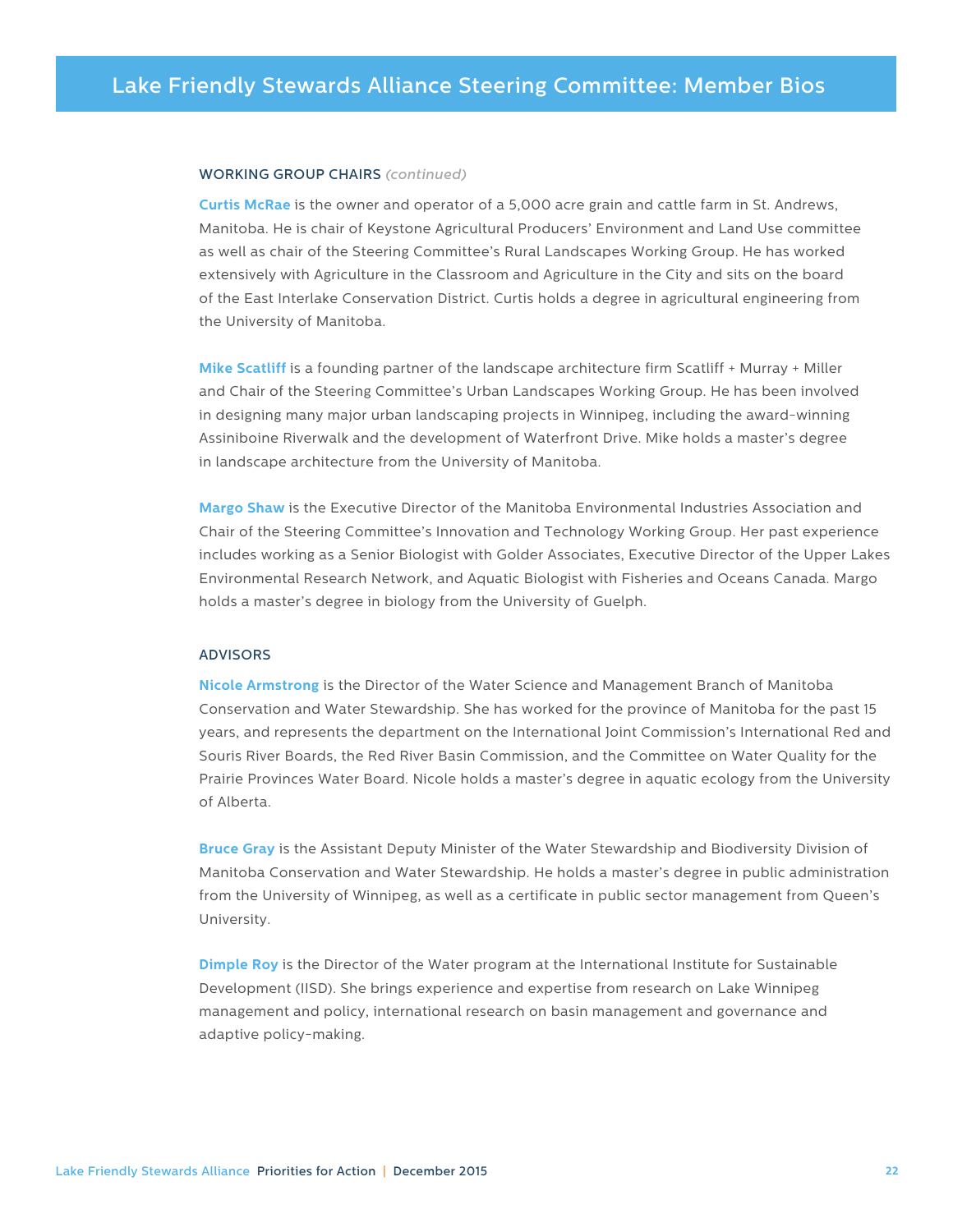# Lake Friendly Stewards Alliance Steering Committee: Member Bios

## WORKING GROUP CHAIRS *(continued)*

**Curtis McRae** is the owner and operator of a 5,000 acre grain and cattle farm in St. Andrews, Manitoba. He is chair of Keystone Agricultural Producers' Environment and Land Use committee as well as chair of the Steering Committee's Rural Landscapes Working Group. He has worked extensively with Agriculture in the Classroom and Agriculture in the City and sits on the board of the East Interlake Conservation District. Curtis holds a degree in agricultural engineering from the University of Manitoba.

**Mike Scatliff** is a founding partner of the landscape architecture firm Scatliff + Murray + Miller and Chair of the Steering Committee's Urban Landscapes Working Group. He has been involved in designing many major urban landscaping projects in Winnipeg, including the award-winning Assiniboine Riverwalk and the development of Waterfront Drive. Mike holds a master's degree in landscape architecture from the University of Manitoba.

**Margo Shaw** is the Executive Director of the Manitoba Environmental Industries Association and Chair of the Steering Committee's Innovation and Technology Working Group. Her past experience includes working as a Senior Biologist with Golder Associates, Executive Director of the Upper Lakes Environmental Research Network, and Aquatic Biologist with Fisheries and Oceans Canada. Margo holds a master's degree in biology from the University of Guelph.

## ADVISORS

**Nicole Armstrong** is the Director of the Water Science and Management Branch of Manitoba Conservation and Water Stewardship. She has worked for the province of Manitoba for the past 15 years, and represents the department on the International Joint Commission's International Red and Souris River Boards, the Red River Basin Commission, and the Committee on Water Quality for the Prairie Provinces Water Board. Nicole holds a master's degree in aquatic ecology from the University of Alberta.

**Bruce Gray** is the Assistant Deputy Minister of the Water Stewardship and Biodiversity Division of Manitoba Conservation and Water Stewardship. He holds a master's degree in public administration from the University of Winnipeg, as well as a certificate in public sector management from Queen's University.

**Dimple Roy** is the Director of the Water program at the International Institute for Sustainable Development (IISD). She brings experience and expertise from research on Lake Winnipeg management and policy, international research on basin management and governance and adaptive policy-making.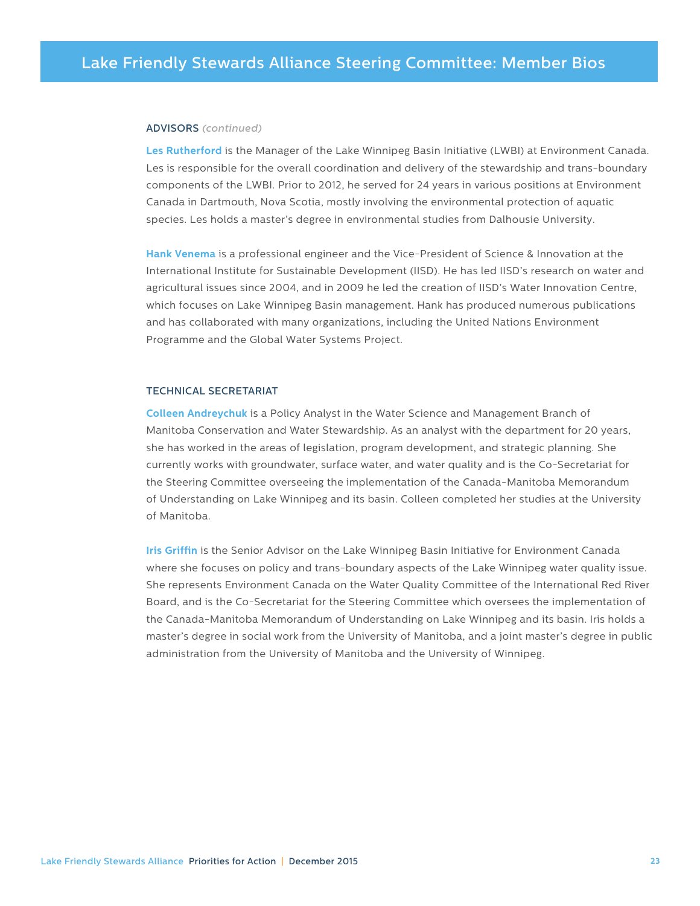# Lake Friendly Stewards Alliance Steering Committee: Member Bios

## ADVISORS *(continued)*

**Les Rutherford** is the Manager of the Lake Winnipeg Basin Initiative (LWBI) at Environment Canada. Les is responsible for the overall coordination and delivery of the stewardship and trans-boundary components of the LWBI. Prior to 2012, he served for 24 years in various positions at Environment Canada in Dartmouth, Nova Scotia, mostly involving the environmental protection of aquatic species. Les holds a master's degree in environmental studies from Dalhousie University.

**Hank Venema** is a professional engineer and the Vice-President of Science & Innovation at the International Institute for Sustainable Development (IISD). He has led IISD's research on water and agricultural issues since 2004, and in 2009 he led the creation of IISD's Water Innovation Centre, which focuses on Lake Winnipeg Basin management. Hank has produced numerous publications and has collaborated with many organizations, including the United Nations Environment Programme and the Global Water Systems Project.

## TECHNICAL SECRETARIAT

**Colleen Andreychuk** is a Policy Analyst in the Water Science and Management Branch of Manitoba Conservation and Water Stewardship. As an analyst with the department for 20 years, she has worked in the areas of legislation, program development, and strategic planning. She currently works with groundwater, surface water, and water quality and is the Co-Secretariat for the Steering Committee overseeing the implementation of the Canada-Manitoba Memorandum of Understanding on Lake Winnipeg and its basin. Colleen completed her studies at the University of Manitoba.

**Iris Griffin** is the Senior Advisor on the Lake Winnipeg Basin Initiative for Environment Canada where she focuses on policy and trans-boundary aspects of the Lake Winnipeg water quality issue. She represents Environment Canada on the Water Quality Committee of the International Red River Board, and is the Co-Secretariat for the Steering Committee which oversees the implementation of the Canada-Manitoba Memorandum of Understanding on Lake Winnipeg and its basin. Iris holds a master's degree in social work from the University of Manitoba, and a joint master's degree in public administration from the University of Manitoba and the University of Winnipeg.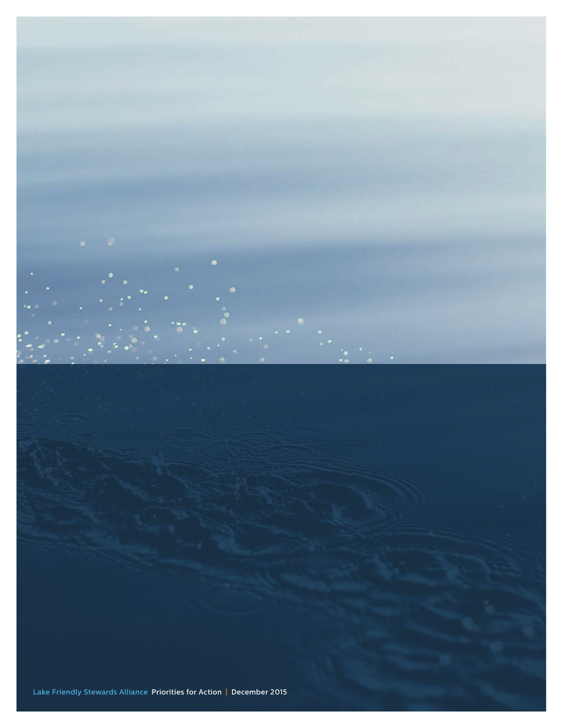Lake Friendly Stewards Alliance Priorities for Action | December 2015